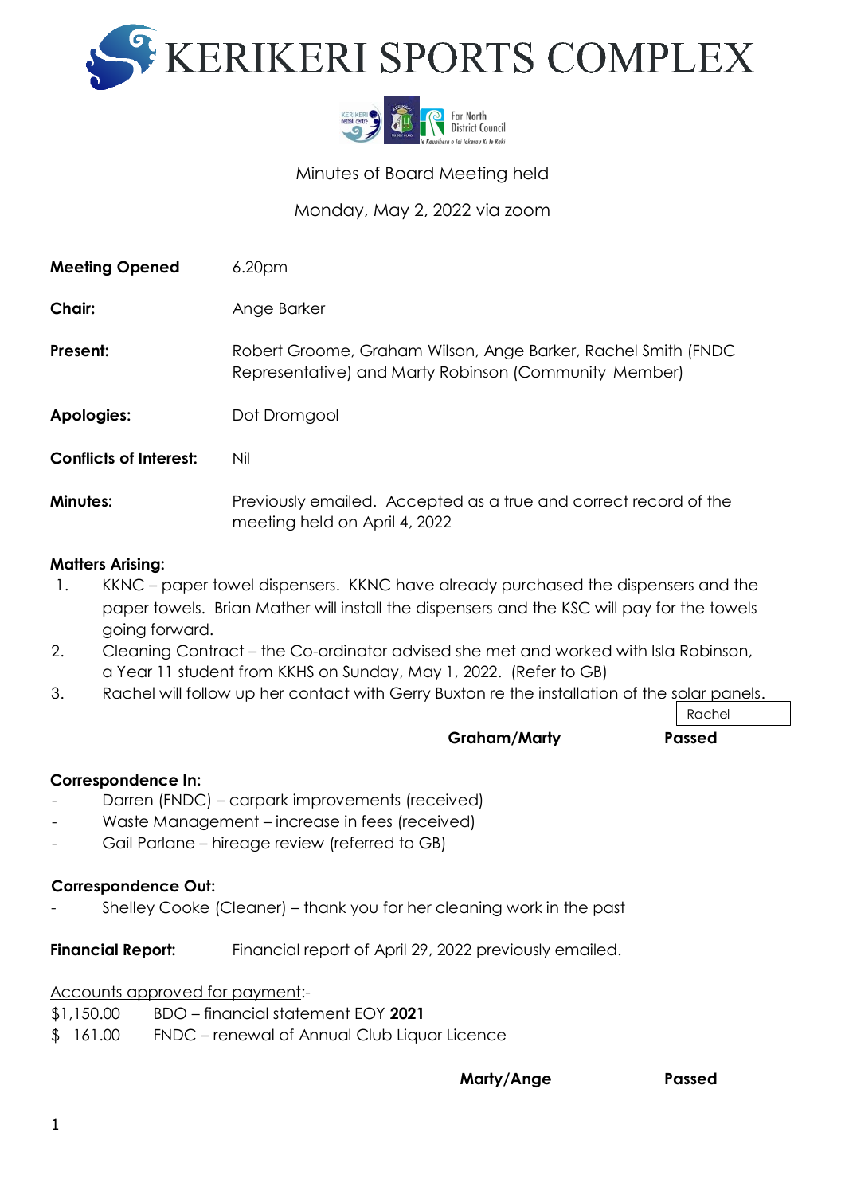# KERIKERI SPORTS COMPLEX

Minutes of Board Meeting held

Monday, May 2, 2022 via zoom

**Meeting Opened** 6.20pm

**Chair:** Ange Barker

**Present:** Robert Groome, Graham Wilson, Ange Barker, Rachel Smith (FNDC Representative) and Marty Robinson (Community Member)

**Apologies:** Dot Dromgool

**Conflicts of Interest:** Nil

**Minutes:** Previously emailed. Accepted as a true and correct record of the meeting held on April 4, 2022

**Matters Arising:**

1. KKNC – paper towel dispensers. KKNC have already purchased the dispensers and the paper towels. Brian Mather will install the dispensers and the KSC will pay for the towels going forward.
2. Cleaning Contract – the Co-ordinator advised she met and worked with Isla Robinson, a Year 11 student from KKHS on Sunday, May 1, 2022. (Refer to GB)
3. Rachel will follow up her contact with Gerry Buxton re the installation of the solar panels.

Rachel

**Graham/Marty** **Passed**

**Correspondence In:**

- Darren (FNDC) – carpark improvements (received)
- Waste Management – increase in fees (received)
- Gail Parlane – hireage review (referred to GB)

**Correspondence Out:**

- Shelley Cooke (Cleaner) – thank you for her cleaning work in the past

**Financial Report:** Financial report of April 29, 2022 previously emailed.

Accounts approved for payment:-

$1,150.00 BDO – financial statement EOY **2021**
$ 161.00 FNDC – renewal of Annual Club Liquor Licence

**Marty/Ange** **Passed**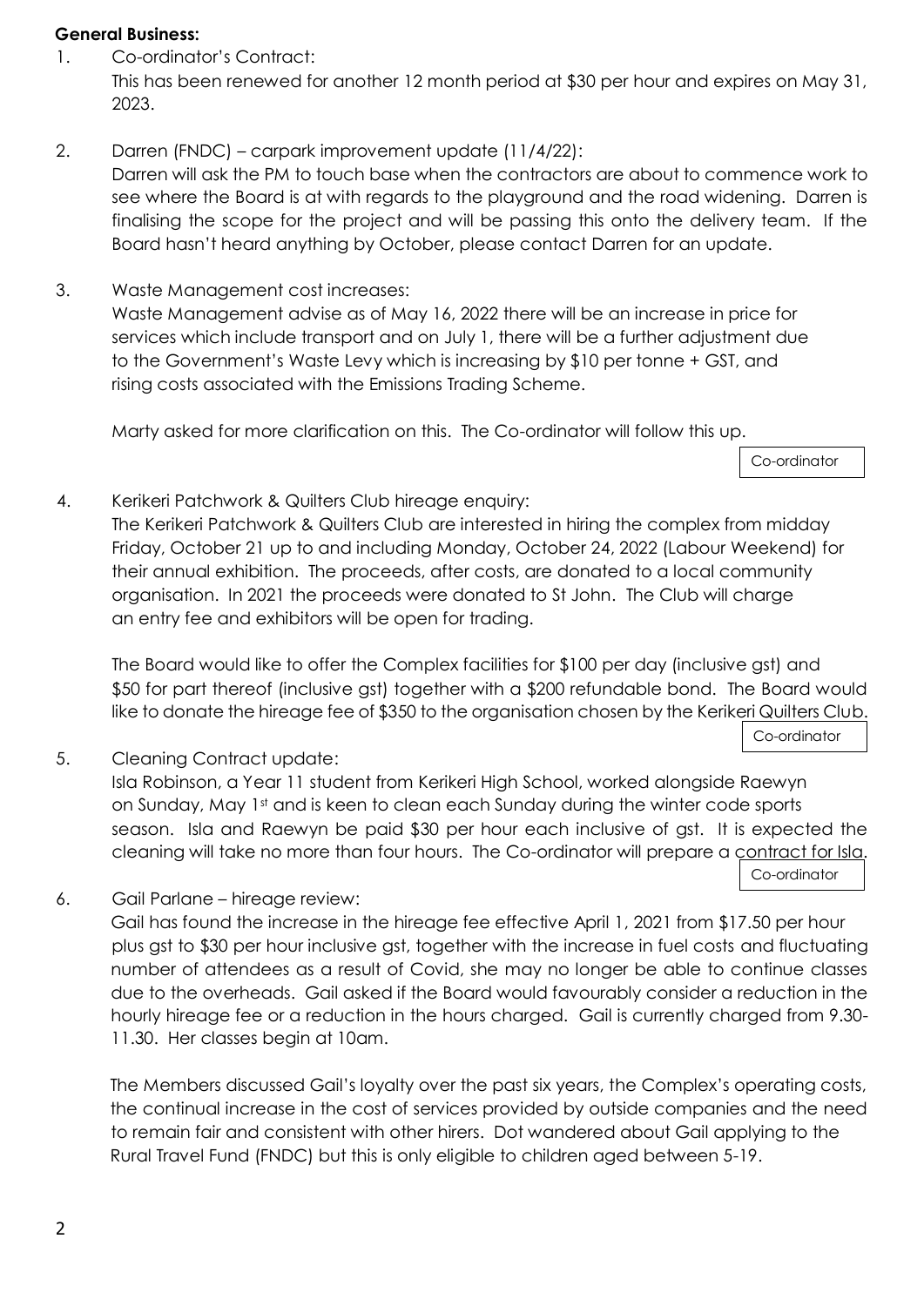**General Business:**

1. Co-ordinator's Contract:
   This has been renewed for another 12 month period at $30 per hour and expires on May 31, 2023.

2. Darren (FNDC) – carpark improvement update (11/4/22):
   Darren will ask the PM to touch base when the contractors are about to commence work to see where the Board is at with regards to the playground and the road widening. Darren is finalising the scope for the project and will be passing this onto the delivery team. If the Board hasn't heard anything by October, please contact Darren for an update.

3. Waste Management cost increases:
   Waste Management advise as of May 16, 2022 there will be an increase in price for services which include transport and on July 1, there will be a further adjustment due to the Government's Waste Levy which is increasing by $10 per tonne + GST, and rising costs associated with the Emissions Trading Scheme.

   Marty asked for more clarification on this. The Co-ordinator will follow this up.

   Co-ordinator

4. Kerikeri Patchwork & Quilters Club hireage enquiry:
   The Kerikeri Patchwork & Quilters Club are interested in hiring the complex from midday Friday, October 21 up to and including Monday, October 24, 2022 (Labour Weekend) for their annual exhibition. The proceeds, after costs, are donated to a local community organisation. In 2021 the proceeds were donated to St John. The Club will charge an entry fee and exhibitors will be open for trading.

   The Board would like to offer the Complex facilities for $100 per day (inclusive gst) and $50 for part thereof (inclusive gst) together with a $200 refundable bond. The Board would like to donate the hireage fee of $350 to the organisation chosen by the Kerikeri Quilters Club.

   Co-ordinator

5. Cleaning Contract update:
   Isla Robinson, a Year 11 student from Kerikeri High School, worked alongside Raewyn on Sunday, May 1st and is keen to clean each Sunday during the winter code sports season. Isla and Raewyn be paid $30 per hour each inclusive of gst. It is expected the cleaning will take no more than four hours. The Co-ordinator will prepare a contract for Isla.

   Co-ordinator

6. Gail Parlane – hireage review:
   Gail has found the increase in the hireage fee effective April 1, 2021 from $17.50 per hour plus gst to $30 per hour inclusive gst, together with the increase in fuel costs and fluctuating number of attendees as a result of Covid, she may no longer be able to continue classes due to the overheads. Gail asked if the Board would favourably consider a reduction in the hourly hireage fee or a reduction in the hours charged. Gail is currently charged from 9.30-11.30. Her classes begin at 10am.

   The Members discussed Gail's loyalty over the past six years, the Complex's operating costs, the continual increase in the cost of services provided by outside companies and the need to remain fair and consistent with other hirers. Dot wandered about Gail applying to the Rural Travel Fund (FNDC) but this is only eligible to children aged between 5-19.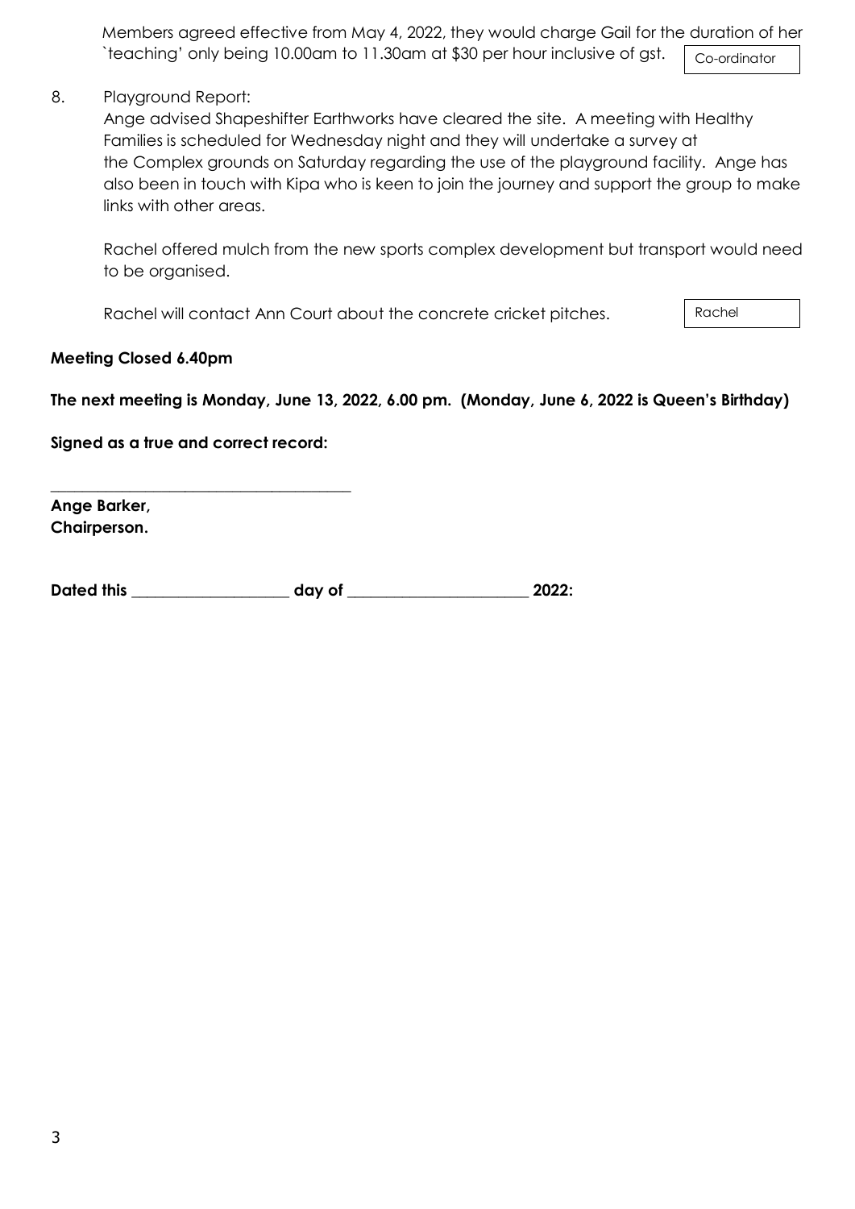Members agreed effective from May 4, 2022, they would charge Gail for the duration of her `teaching' only being 10.00am to 11.30am at $30 per hour inclusive of gst. **Co-ordinator**

8. Playground Report:

   Ange advised Shapeshifter Earthworks have cleared the site. A meeting with Healthy Families is scheduled for Wednesday night and they will undertake a survey at the Complex grounds on Saturday regarding the use of the playground facility. Ange has also been in touch with Kipa who is keen to join the journey and support the group to make links with other areas.

   Rachel offered mulch from the new sports complex development but transport would need to be organised.

   Rachel will contact Ann Court about the concrete cricket pitches. **Rachel**

**Meeting Closed 6.40pm**

**The next meeting is Monday, June 13, 2022, 6.00 pm. (Monday, June 6, 2022 is Queen's Birthday)**

**Signed as a true and correct record:**

\_\_\_\_\_\_\_\_\_\_\_\_\_\_\_\_\_\_\_\_\_\_\_\_\_\_\_\_\_\_\_\_\_\_\_\_\_\_

**Ange Barker,**
**Chairperson.**

**Dated this \_\_\_\_\_\_\_\_\_\_\_\_\_\_\_\_\_\_\_ day of \_\_\_\_\_\_\_\_\_\_\_\_\_\_\_\_\_\_\_\_\_\_ 2022:**